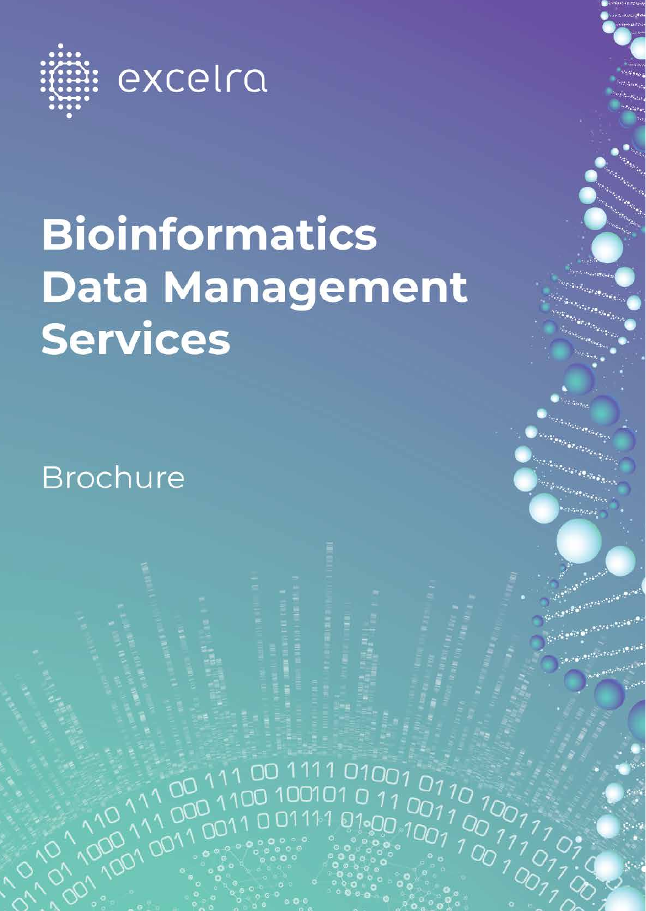excelra

# Bioinformatics Data Management Services

Brochure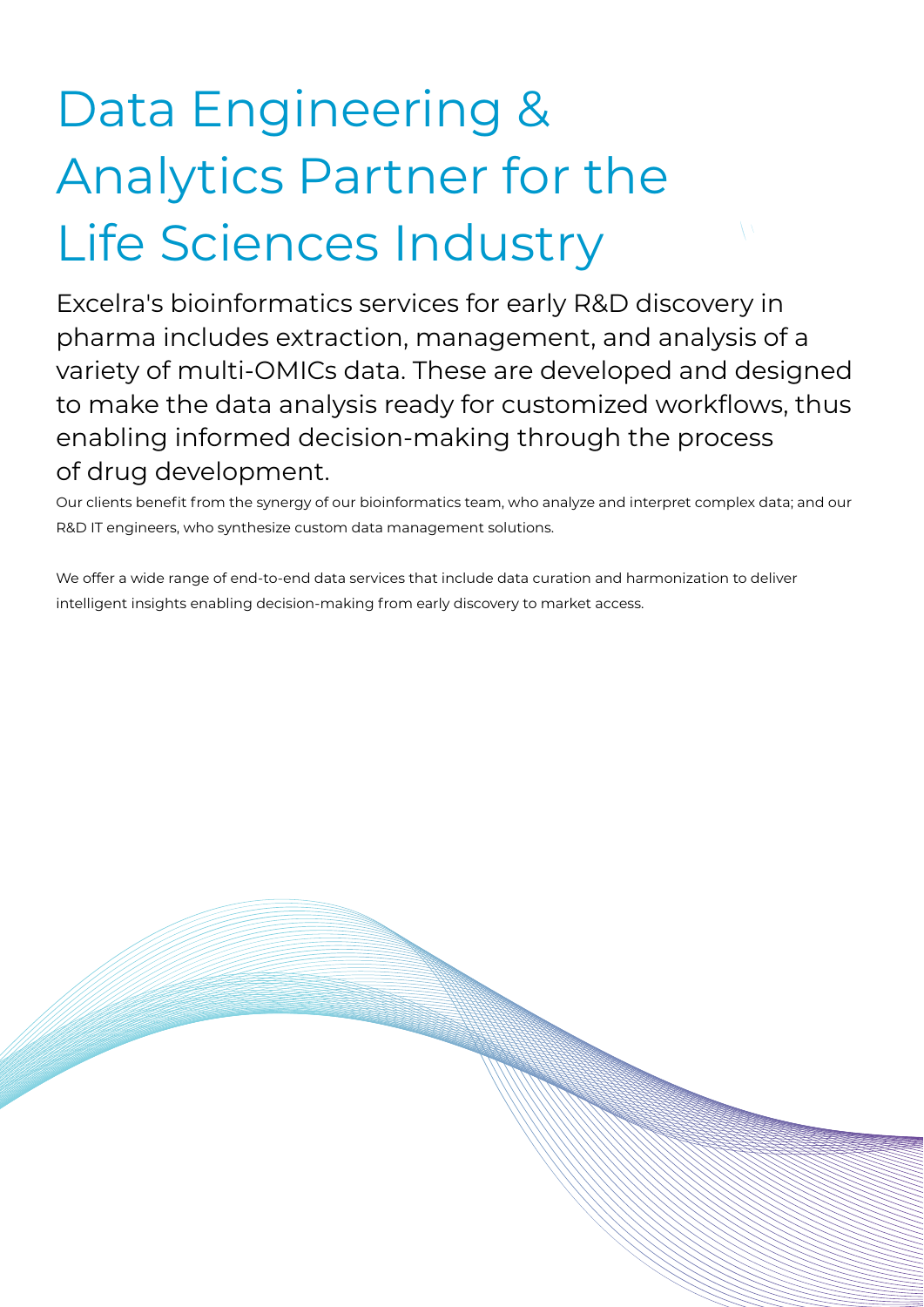# Data Engineering & Analytics Partner for the Life Sciences Industry

Excelra's bioinformatics services for early R&D discovery in pharma includes extraction, management, and analysis of a variety of multi-OMICs data. These are developed and designed to make the data analysis ready for customized workflows, thus enabling informed decision-making through the process of drug development.

Our clients benefit from the synergy of our bioinformatics team, who analyze and interpret complex data; and our R&D IT engineers, who synthesize custom data management solutions.

We offer a wide range of end-to-end data services that include data curation and harmonization to deliver intelligent insights enabling decision-making from early discovery to market access.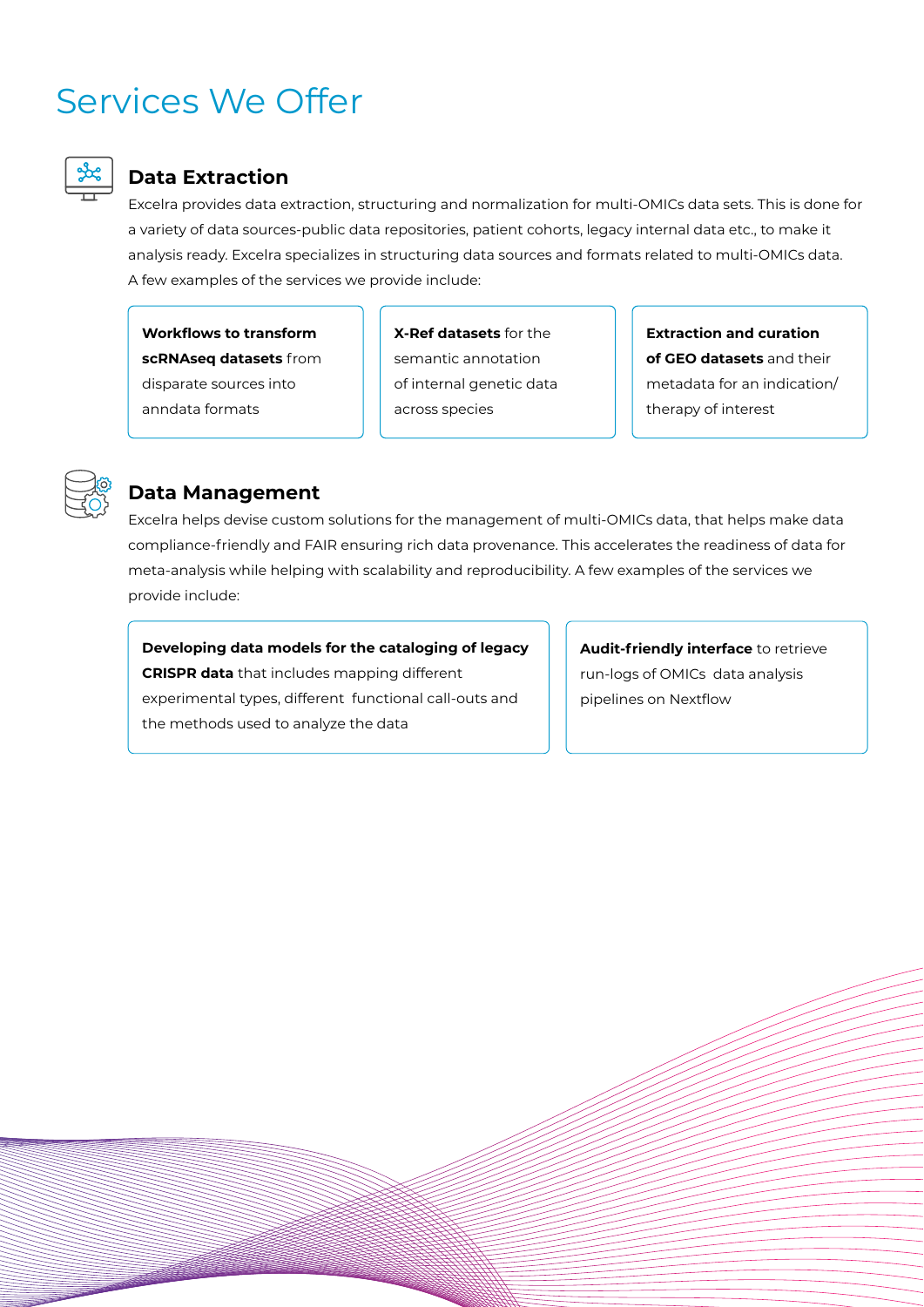# Services We Offer

## Data Extraction

Excelra provides data extraction, structuring and normalization for multi-OMICs data sets. This is done for a variety of data sources-public data repositories, patient cohorts, legacy internal data etc., to make it analysis ready. Excelra specializes in structuring data sources and formats related to multi-OMICs data. A few examples of the services we provide include:

- **Workflows to transform scRNAseq datasets** from disparate sources into anndata formats
- **X-Ref datasets** for the semantic annotation of internal genetic data across species
- **Extraction and curation of GEO datasets** and their metadata for an indication/therapy of interest

## Data Management

Excelra helps devise custom solutions for the management of multi-OMICs data, that helps make data compliance-friendly and FAIR ensuring rich data provenance. This accelerates the readiness of data for meta-analysis while helping with scalability and reproducibility. A few examples of the services we provide include:

- **Developing data models for the cataloging of legacy CRISPR data** that includes mapping different experimental types, different functional call-outs and the methods used to analyze the data
- **Audit-friendly interface** to retrieve run-logs of OMICs data analysis pipelines on Nextflow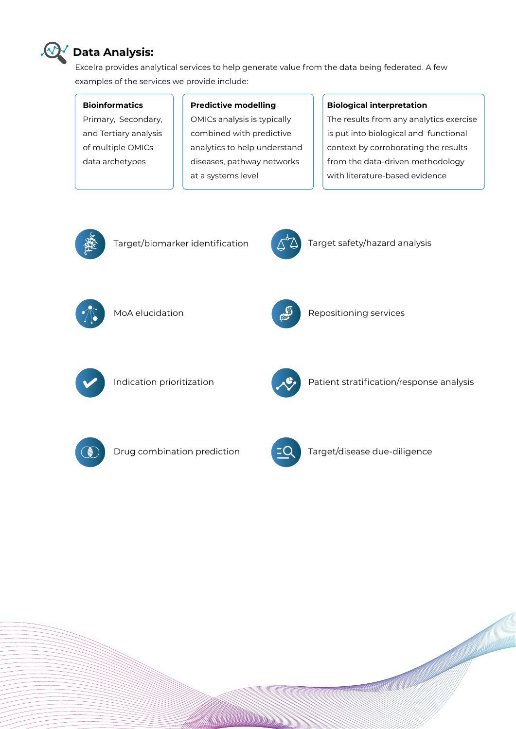## Data Analysis:

Excelra provides analytical services to help generate value from the data being federated. A few examples of the services we provide include:

**Bioinformatics**
Primary, Secondary, and Tertiary analysis of multiple OMICs data archetypes

**Predictive modelling**
OMICs analysis is typically combined with predictive analytics to help understand diseases, pathway networks at a systems level

**Biological interpretation**
The results from any analytics exercise is put into biological and functional context by corroborating the results from the data-driven methodology with literature-based evidence

- Target/biomarker identification
- Target safety/hazard analysis
- MoA elucidation
- Repositioning services
- Indication prioritization
- Patient stratification/response analysis
- Drug combination prediction
- Target/disease due-diligence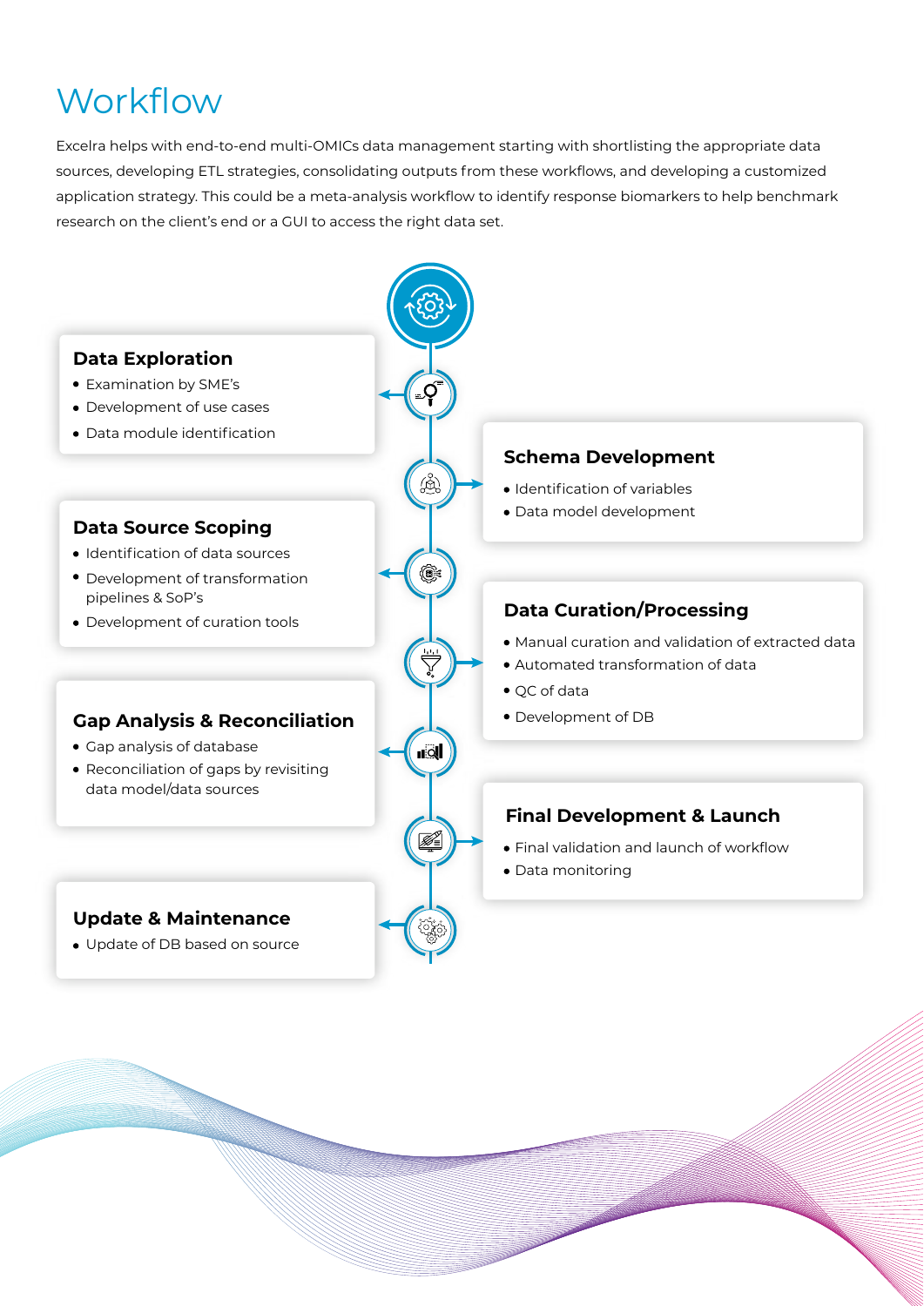# Workflow

Excelra helps with end-to-end multi-OMICs data management starting with shortlisting the appropriate data sources, developing ETL strategies, consolidating outputs from these workflows, and developing a customized application strategy. This could be a meta-analysis workflow to identify response biomarkers to help benchmark research on the client's end or a GUI to access the right data set.

### Data Exploration

- Examination by SME's
- Development of use cases
- Data module identification

### Schema Development

- Identification of variables
- Data model development

### Data Source Scoping

- Identification of data sources
- Development of transformation pipelines & SoP's
- Development of curation tools

### Data Curation/Processing

- Manual curation and validation of extracted data
- Automated transformation of data
- QC of data
- Development of DB

### Gap Analysis & Reconciliation

- Gap analysis of database
- Reconciliation of gaps by revisiting data model/data sources

### Final Development & Launch

- Final validation and launch of workflow
- Data monitoring

### Update & Maintenance

- Update of DB based on source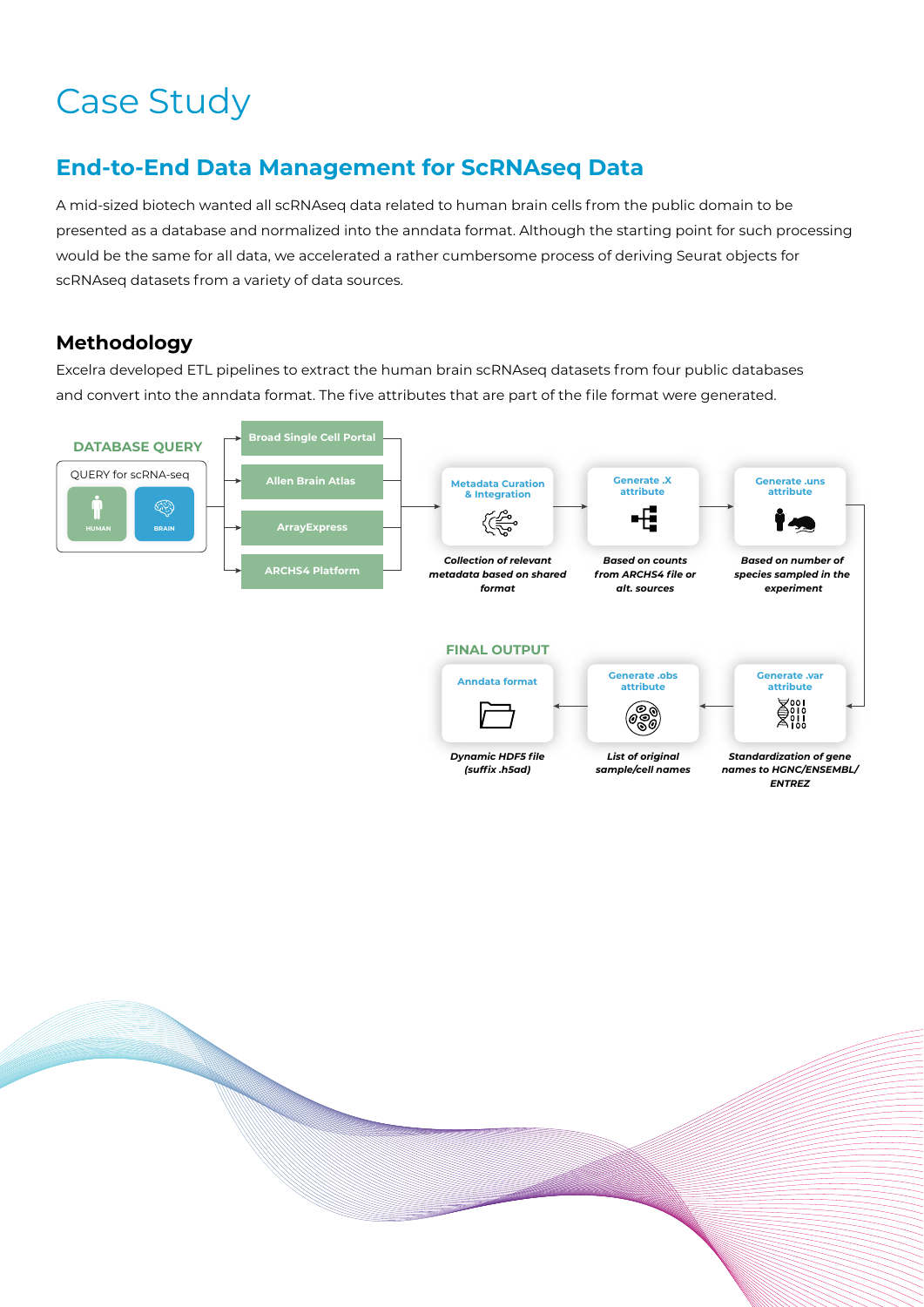# Case Study

## End-to-End Data Management for ScRNAseq Data

A mid-sized biotech wanted all scRNAseq data related to human brain cells from the public domain to be presented as a database and normalized into the anndata format. Although the starting point for such processing would be the same for all data, we accelerated a rather cumbersome process of deriving Seurat objects for scRNAseq datasets from a variety of data sources.

### Methodology

Excelra developed ETL pipelines to extract the human brain scRNAseq datasets from four public databases and convert into the anndata format. The five attributes that are part of the file format were generated.

**DATABASE QUERY**

QUERY for scRNA-seq

HUMAN | BRAIN

- Broad Single Cell Portal
- Allen Brain Atlas
- ArrayExpress
- ARCHS4 Platform

**Metadata Curation & Integration**

*Collection of relevant metadata based on shared format*

**Generate .X attribute**

*Based on counts from ARCHS4 file or alt. sources*

**Generate .uns attribute**

*Based on number of species sampled in the experiment*

**Generate .var attribute**

*Standardization of gene names to HGNC/ENSEMBL/ ENTREZ*

**Generate .obs attribute**

*List of original sample/cell names*

**FINAL OUTPUT**

**Anndata format**

*Dynamic HDF5 file (suffix .h5ad)*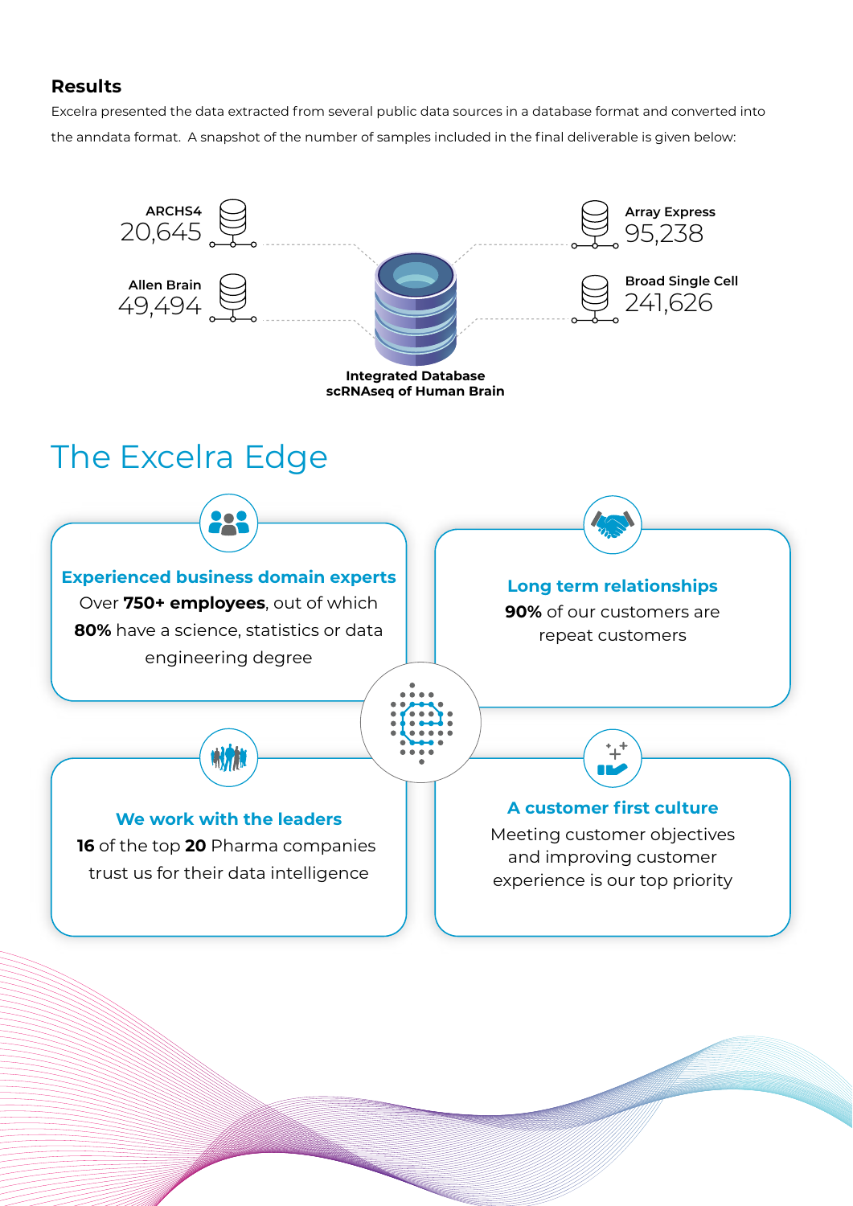## Results

Excelra presented the data extracted from several public data sources in a database format and converted into the anndata format. A snapshot of the number of samples included in the final deliverable is given below:

- ARCHS4: 20,645
- Allen Brain: 49,494
- Array Express: 95,238
- Broad Single Cell: 241,626

**Integrated Database scRNAseq of Human Brain**

# The Excelra Edge

**Experienced business domain experts**

Over **750+ employees**, out of which **80%** have a science, statistics or data engineering degree

**Long term relationships**

**90%** of our customers are repeat customers

**We work with the leaders**

**16** of the top **20** Pharma companies trust us for their data intelligence

**A customer first culture**

Meeting customer objectives and improving customer experience is our top priority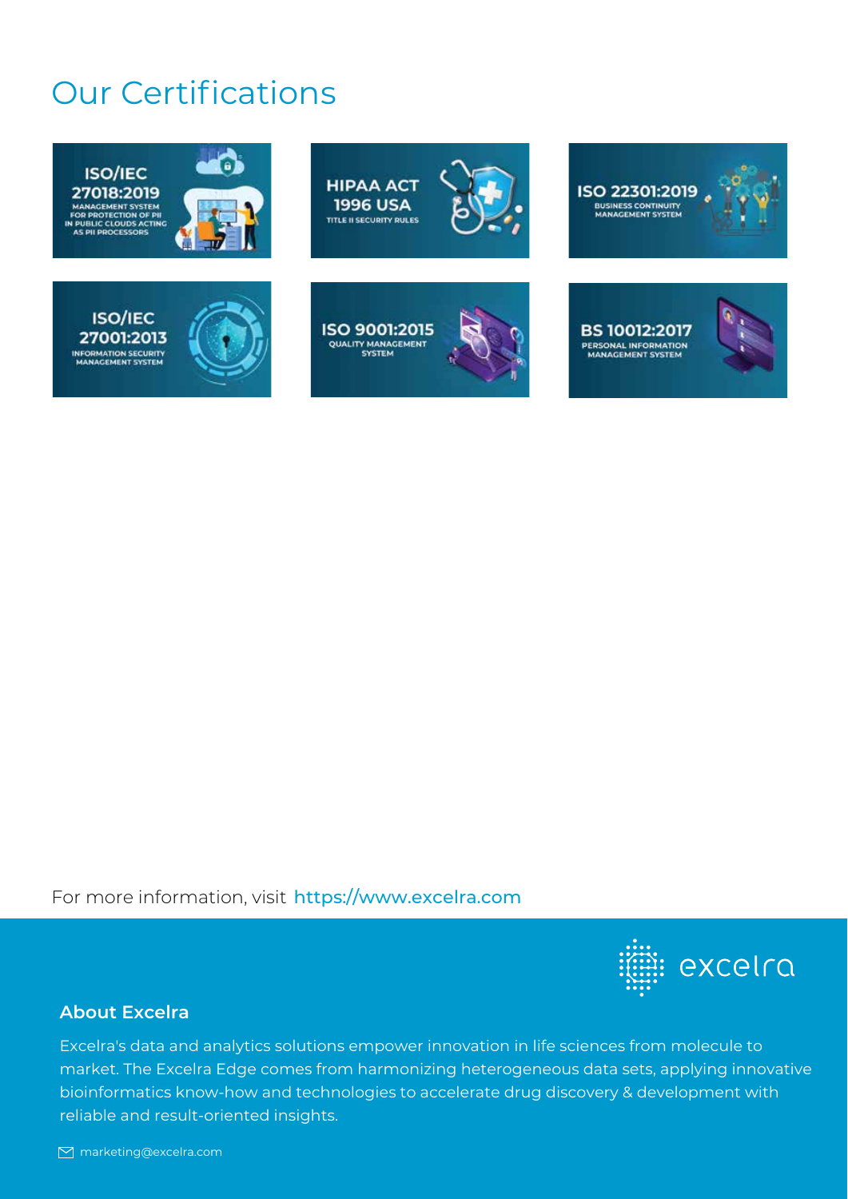# Our Certifications

ISO/IEC 27018:2019
MANAGEMENT SYSTEM FOR PROTECTION OF PII IN PUBLIC CLOUDS ACTING AS PII PROCESSORS

HIPAA ACT 1996 USA
TITLE II SECURITY RULES

ISO 22301:2019
BUSINESS CONTINUITY MANAGEMENT SYSTEM

ISO/IEC 27001:2013
INFORMATION SECURITY MANAGEMENT SYSTEM

ISO 9001:2015
QUALITY MANAGEMENT SYSTEM

BS 10012:2017
PERSONAL INFORMATION MANAGEMENT SYSTEM

For more information, visit https://www.excelra.com

excelra

## About Excelra

Excelra's data and analytics solutions empower innovation in life sciences from molecule to market. The Excelra Edge comes from harmonizing heterogeneous data sets, applying innovative bioinformatics know-how and technologies to accelerate drug discovery & development with reliable and result-oriented insights.

marketing@excelra.com